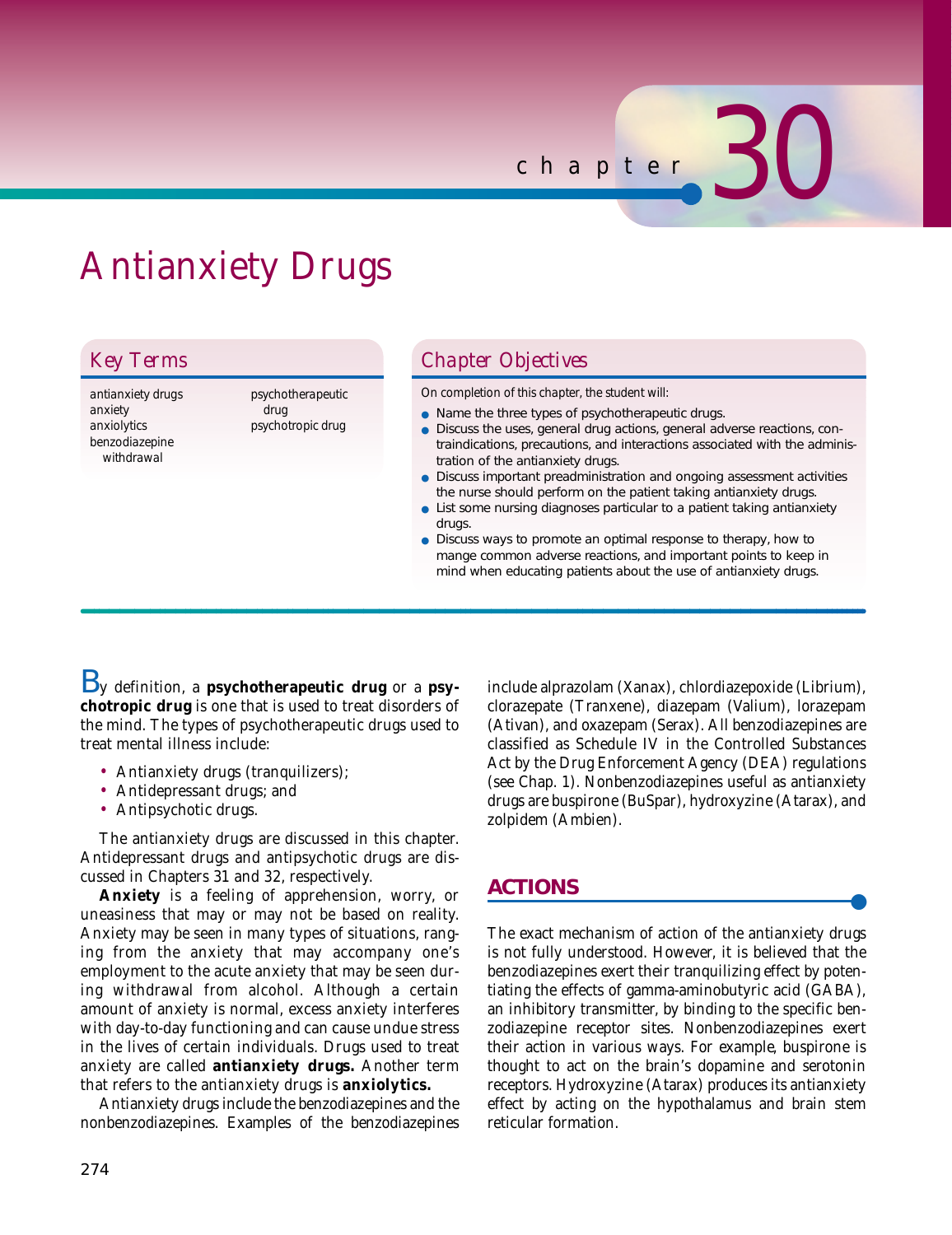chapter 30

# Antianxiety Drugs

## Key Terms

antianxiety drugs
anxiety
anxiolytics
benzodiazepine withdrawal
psychotherapeutic drug
psychotropic drug

## Chapter Objectives

On completion of this chapter, the student will:

- Name the three types of psychotherapeutic drugs.
- Discuss the uses, general drug actions, general adverse reactions, contraindications, precautions, and interactions associated with the administration of the antianxiety drugs.
- Discuss important preadministration and ongoing assessment activities the nurse should perform on the patient taking antianxiety drugs.
- List some nursing diagnoses particular to a patient taking antianxiety drugs.
- Discuss ways to promote an optimal response to therapy, how to mange common adverse reactions, and important points to keep in mind when educating patients about the use of antianxiety drugs.

By definition, a **psychotherapeutic drug** or a **psychotropic drug** is one that is used to treat disorders of the mind. The types of psychotherapeutic drugs used to treat mental illness include:

- Antianxiety drugs (tranquilizers);
- Antidepressant drugs; and
- Antipsychotic drugs.

The antianxiety drugs are discussed in this chapter. Antidepressant drugs and antipsychotic drugs are discussed in Chapters 31 and 32, respectively.

**Anxiety** is a feeling of apprehension, worry, or uneasiness that may or may not be based on reality. Anxiety may be seen in many types of situations, ranging from the anxiety that may accompany one's employment to the acute anxiety that may be seen during withdrawal from alcohol. Although a certain amount of anxiety is normal, excess anxiety interferes with day-to-day functioning and can cause undue stress in the lives of certain individuals. Drugs used to treat anxiety are called **antianxiety drugs.** Another term that refers to the antianxiety drugs is **anxiolytics.**

Antianxiety drugs include the benzodiazepines and the nonbenzodiazepines. Examples of the benzodiazepines include alprazolam (Xanax), chlordiazepoxide (Librium), clorazepate (Tranxene), diazepam (Valium), lorazepam (Ativan), and oxazepam (Serax). All benzodiazepines are classified as Schedule IV in the Controlled Substances Act by the Drug Enforcement Agency (DEA) regulations (see Chap. 1). Nonbenzodiazepines useful as antianxiety drugs are buspirone (BuSpar), hydroxyzine (Atarax), and zolpidem (Ambien).

## ACTIONS

The exact mechanism of action of the antianxiety drugs is not fully understood. However, it is believed that the benzodiazepines exert their tranquilizing effect by potentiating the effects of gamma-aminobutyric acid (GABA), an inhibitory transmitter, by binding to the specific benzodiazepine receptor sites. Nonbenzodiazepines exert their action in various ways. For example, buspirone is thought to act on the brain's dopamine and serotonin receptors. Hydroxyzine (Atarax) produces its antianxiety effect by acting on the hypothalamus and brain stem reticular formation.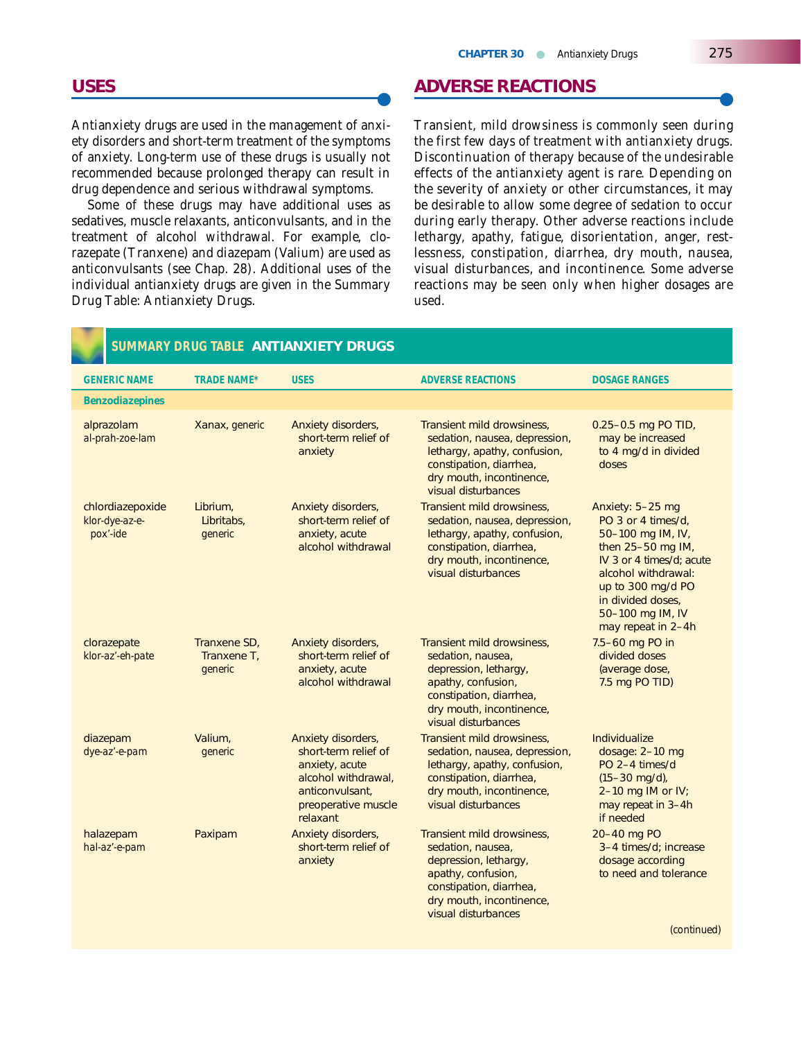## USES

Antianxiety drugs are used in the management of anxiety disorders and short-term treatment of the symptoms of anxiety. Long-term use of these drugs is usually not recommended because prolonged therapy can result in drug dependence and serious withdrawal symptoms.

Some of these drugs may have additional uses as sedatives, muscle relaxants, anticonvulsants, and in the treatment of alcohol withdrawal. For example, clorazepate (Tranxene) and diazepam (Valium) are used as anticonvulsants (see Chap. 28). Additional uses of the individual antianxiety drugs are given in the Summary Drug Table: Antianxiety Drugs.

## ADVERSE REACTIONS

Transient, mild drowsiness is commonly seen during the first few days of treatment with antianxiety drugs. Discontinuation of therapy because of the undesirable effects of the antianxiety agent is rare. Depending on the severity of anxiety or other circumstances, it may be desirable to allow some degree of sedation to occur during early therapy. Other adverse reactions include lethargy, apathy, fatigue, disorientation, anger, restlessness, constipation, diarrhea, dry mouth, nausea, visual disturbances, and incontinence. Some adverse reactions may be seen only when higher dosages are used.

### SUMMARY DRUG TABLE ANTIANXIETY DRUGS

| GENERIC NAME | TRADE NAME* | USES | ADVERSE REACTIONS | DOSAGE RANGES |
|---|---|---|---|---|
| **Benzodiazepines** | | | | |
| alprazolam al-prah-zoe-lam | Xanax, generic | Anxiety disorders, short-term relief of anxiety | Transient mild drowsiness, sedation, nausea, depression, lethargy, apathy, confusion, constipation, diarrhea, dry mouth, incontinence, visual disturbances | 0.25–0.5 mg PO TID, may be increased to 4 mg/d in divided doses |
| chlordiazepoxide klor-dye-az-e-pox'-ide | Librium, Libritabs, generic | Anxiety disorders, short-term relief of anxiety, acute alcohol withdrawal | Transient mild drowsiness, sedation, nausea, depression, lethargy, apathy, confusion, constipation, diarrhea, dry mouth, incontinence, visual disturbances | Anxiety: 5–25 mg PO 3 or 4 times/d, 50–100 mg IM, IV, then 25–50 mg IM, IV 3 or 4 times/d; acute alcohol withdrawal: up to 300 mg/d PO in divided doses, 50–100 mg IM, IV may repeat in 2–4h |
| clorazepate klor-az'-eh-pate | Tranxene SD, Tranxene T, generic | Anxiety disorders, short-term relief of anxiety, acute alcohol withdrawal | Transient mild drowsiness, sedation, nausea, depression, lethargy, apathy, confusion, constipation, diarrhea, dry mouth, incontinence, visual disturbances | 7.5–60 mg PO in divided doses (average dose, 7.5 mg PO TID) |
| diazepam dye-az'-e-pam | Valium, generic | Anxiety disorders, short-term relief of anxiety, acute alcohol withdrawal, anticonvulsant, preoperative muscle relaxant | Transient mild drowsiness, sedation, nausea, depression, lethargy, apathy, confusion, constipation, diarrhea, dry mouth, incontinence, visual disturbances | Individualize dosage: 2–10 mg PO 2–4 times/d (15–30 mg/d), 2–10 mg IM or IV; may repeat in 3–4h if needed |
| halazepam hal-az'-e-pam | Paxipam | Anxiety disorders, short-term relief of anxiety | Transient mild drowsiness, sedation, nausea, depression, lethargy, apathy, confusion, constipation, diarrhea, dry mouth, incontinence, visual disturbances | 20–40 mg PO 3–4 times/d; increase dosage according to need and tolerance |

(continued)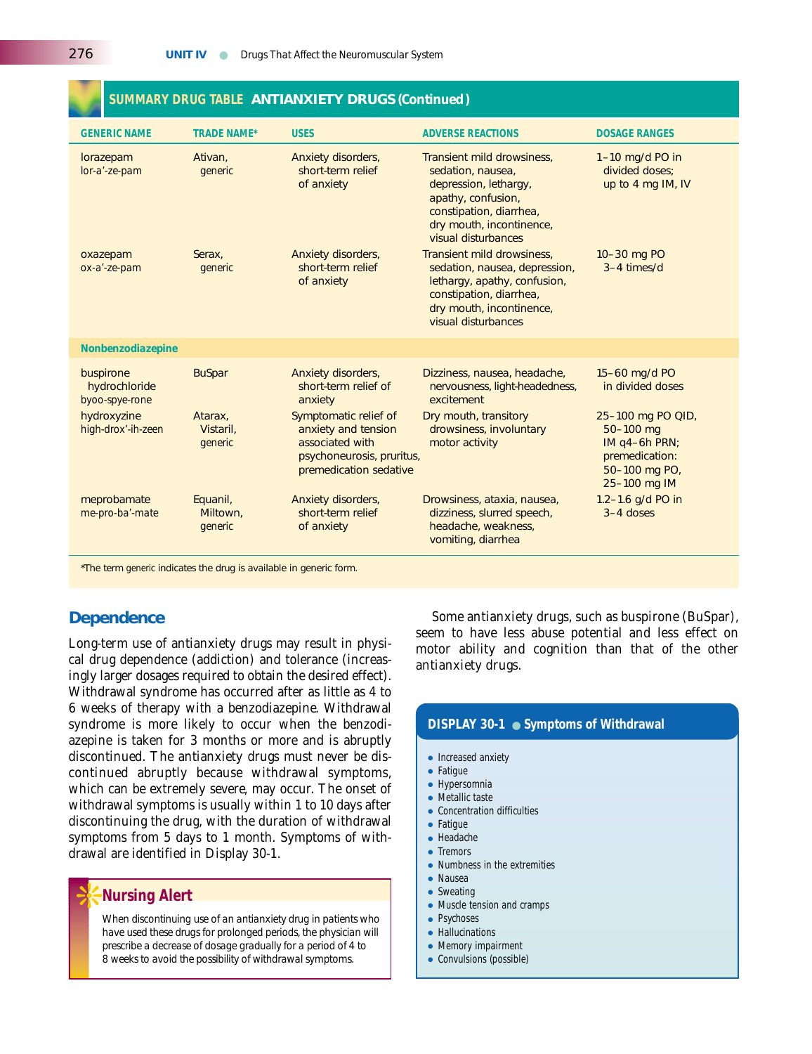## SUMMARY DRUG TABLE ANTIANXIETY DRUGS (Continued)

| GENERIC NAME | TRADE NAME* | USES | ADVERSE REACTIONS | DOSAGE RANGES |
|---|---|---|---|---|
| lorazepam lor-a'-ze-pam | Ativan, generic | Anxiety disorders, short-term relief of anxiety | Transient mild drowsiness, sedation, nausea, depression, lethargy, apathy, confusion, constipation, diarrhea, dry mouth, incontinence, visual disturbances | 1–10 mg/d PO in divided doses; up to 4 mg IM, IV |
| oxazepam ox-a'-ze-pam | Serax, generic | Anxiety disorders, short-term relief of anxiety | Transient mild drowsiness, sedation, nausea, depression, lethargy, apathy, confusion, constipation, diarrhea, dry mouth, incontinence, visual disturbances | 10–30 mg PO 3–4 times/d |
| **Nonbenzodiazepine** | | | | |
| buspirone hydrochloride byoo-spye-rone | BuSpar | Anxiety disorders, short-term relief of anxiety | Dizziness, nausea, headache, nervousness, light-headedness, excitement | 15–60 mg/d PO in divided doses |
| hydroxyzine high-drox'-ih-zeen | Atarax, Vistaril, generic | Symptomatic relief of anxiety and tension associated with psychoneurosis, pruritus, premedication sedative | Dry mouth, transitory drowsiness, involuntary motor activity | 25–100 mg PO QID, 50–100 mg IM q4–6h PRN; premedication: 50–100 mg PO, 25–100 mg IM |
| meprobamate me-pro-ba'-mate | Equanil, Miltown, generic | Anxiety disorders, short-term relief of anxiety | Drowsiness, ataxia, nausea, dizziness, slurred speech, headache, weakness, vomiting, diarrhea | 1.2–1.6 g/d PO in 3–4 doses |

*The term *generic* indicates the drug is available in generic form.

## Dependence

Long-term use of antianxiety drugs may result in physical drug dependence (addiction) and tolerance (increasingly larger dosages required to obtain the desired effect). Withdrawal syndrome has occurred after as little as 4 to 6 weeks of therapy with a benzodiazepine. Withdrawal syndrome is more likely to occur when the benzodiazepine is taken for 3 months or more and is abruptly discontinued. The antianxiety drugs must never be discontinued abruptly because withdrawal symptoms, which can be extremely severe, may occur. The onset of withdrawal symptoms is usually within 1 to 10 days after discontinuing the drug, with the duration of withdrawal symptoms from 5 days to 1 month. Symptoms of withdrawal are identified in Display 30-1.

### Nursing Alert

When discontinuing use of an antianxiety drug in patients who have used these drugs for prolonged periods, the physician will prescribe a decrease of dosage gradually for a period of 4 to 8 weeks to avoid the possibility of withdrawal symptoms.

Some antianxiety drugs, such as buspirone (BuSpar), seem to have less abuse potential and less effect on motor ability and cognition than that of the other antianxiety drugs.

### DISPLAY 30-1 ● Symptoms of Withdrawal

- Increased anxiety
- Fatigue
- Hypersomnia
- Metallic taste
- Concentration difficulties
- Fatigue
- Headache
- Tremors
- Numbness in the extremities
- Nausea
- Sweating
- Muscle tension and cramps
- Psychoses
- Hallucinations
- Memory impairment
- Convulsions (possible)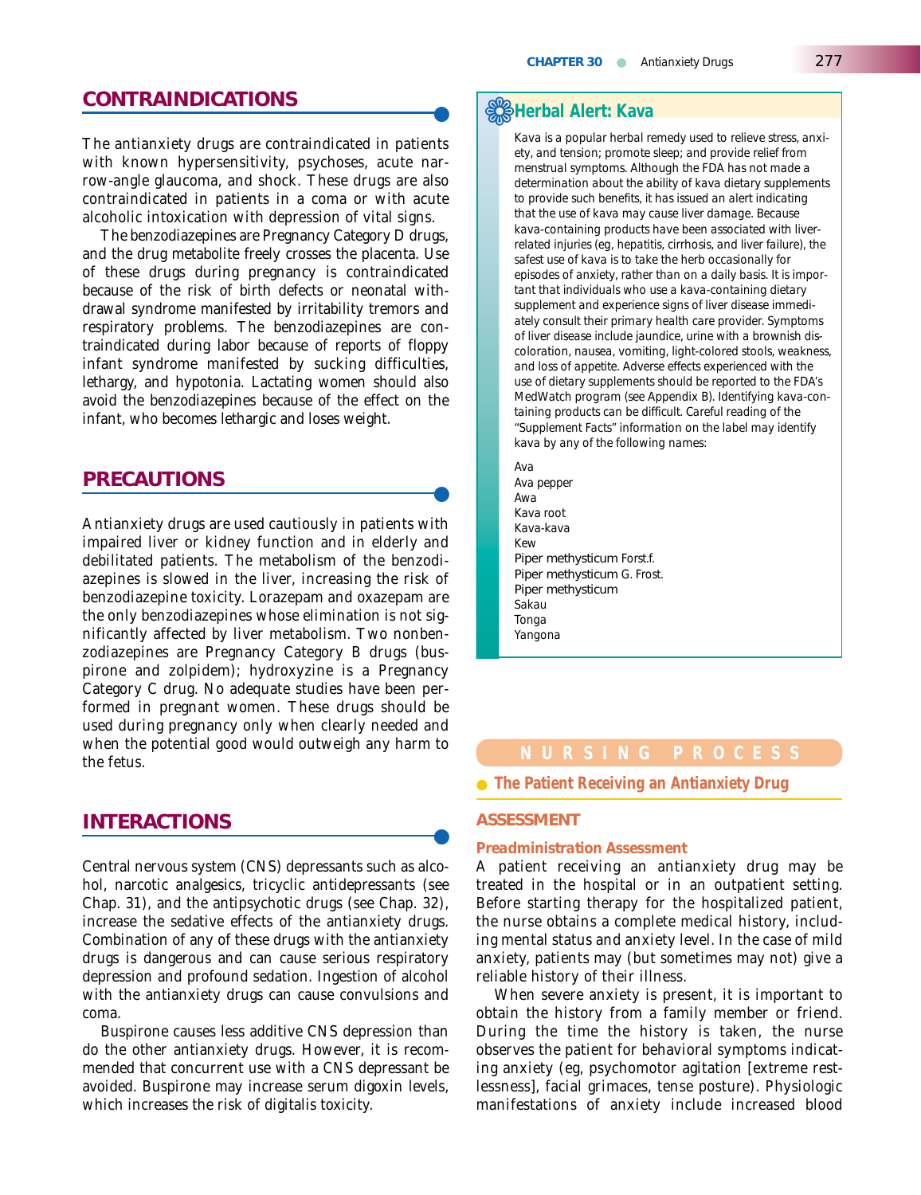## CONTRAINDICATIONS

The antianxiety drugs are contraindicated in patients with known hypersensitivity, psychoses, acute narrow-angle glaucoma, and shock. These drugs are also contraindicated in patients in a coma or with acute alcoholic intoxication with depression of vital signs.

The benzodiazepines are Pregnancy Category D drugs, and the drug metabolite freely crosses the placenta. Use of these drugs during pregnancy is contraindicated because of the risk of birth defects or neonatal withdrawal syndrome manifested by irritability tremors and respiratory problems. The benzodiazepines are contraindicated during labor because of reports of floppy infant syndrome manifested by sucking difficulties, lethargy, and hypotonia. Lactating women should also avoid the benzodiazepines because of the effect on the infant, who becomes lethargic and loses weight.

## PRECAUTIONS

Antianxiety drugs are used cautiously in patients with impaired liver or kidney function and in elderly and debilitated patients. The metabolism of the benzodiazepines is slowed in the liver, increasing the risk of benzodiazepine toxicity. Lorazepam and oxazepam are the only benzodiazepines whose elimination is not significantly affected by liver metabolism. Two nonbenzodiazepines are Pregnancy Category B drugs (buspirone and zolpidem); hydroxyzine is a Pregnancy Category C drug. No adequate studies have been performed in pregnant women. These drugs should be used during pregnancy only when clearly needed and when the potential good would outweigh any harm to the fetus.

## INTERACTIONS

Central nervous system (CNS) depressants such as alcohol, narcotic analgesics, tricyclic antidepressants (see Chap. 31), and the antipsychotic drugs (see Chap. 32), increase the sedative effects of the antianxiety drugs. Combination of any of these drugs with the antianxiety drugs is dangerous and can cause serious respiratory depression and profound sedation. Ingestion of alcohol with the antianxiety drugs can cause convulsions and coma.

Buspirone causes less additive CNS depression than do the other antianxiety drugs. However, it is recommended that concurrent use with a CNS depressant be avoided. Buspirone may increase serum digoxin levels, which increases the risk of digitalis toxicity.

### Herbal Alert: Kava

Kava is a popular herbal remedy used to relieve stress, anxiety, and tension; promote sleep; and provide relief from menstrual symptoms. Although the FDA has not made a determination about the ability of kava dietary supplements to provide such benefits, it has issued an alert indicating that the use of kava may cause liver damage. Because kava-containing products have been associated with liver-related injuries (eg, hepatitis, cirrhosis, and liver failure), the safest use of kava is to take the herb occasionally for episodes of anxiety, rather than on a daily basis. It is important that individuals who use a kava-containing dietary supplement and experience signs of liver disease immediately consult their primary health care provider. Symptoms of liver disease include jaundice, urine with a brownish discoloration, nausea, vomiting, light-colored stools, weakness, and loss of appetite. Adverse effects experienced with the use of dietary supplements should be reported to the FDA's MedWatch program (see Appendix B). Identifying kava-containing products can be difficult. Careful reading of the "Supplement Facts" information on the label may identify kava by any of the following names:

Ava
Ava pepper
Awa
Kava root
Kava-kava
Kew
Piper methysticum Forst.f.
Piper methysticum G. Frost.
Piper methysticum
Sakau
Tonga
Yangona

## NURSING PROCESS

### The Patient Receiving an Antianxiety Drug

#### ASSESSMENT

##### *Preadministration Assessment*

A patient receiving an antianxiety drug may be treated in the hospital or in an outpatient setting. Before starting therapy for the hospitalized patient, the nurse obtains a complete medical history, including mental status and anxiety level. In the case of mild anxiety, patients may (but sometimes may not) give a reliable history of their illness.

When severe anxiety is present, it is important to obtain the history from a family member or friend. During the time the history is taken, the nurse observes the patient for behavioral symptoms indicating anxiety (eg, psychomotor agitation [extreme restlessness], facial grimaces, tense posture). Physiologic manifestations of anxiety include increased blood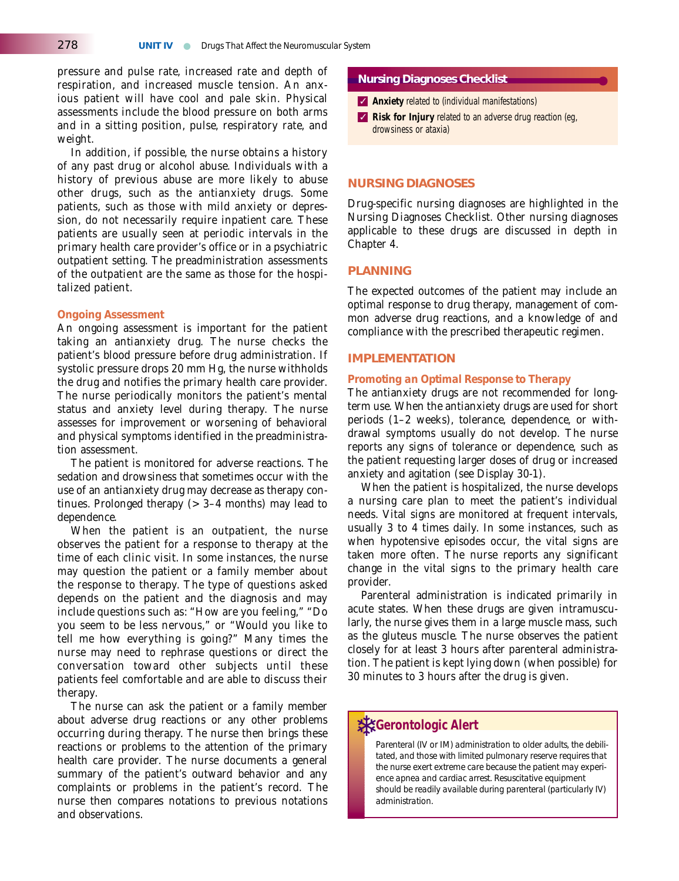pressure and pulse rate, increased rate and depth of respiration, and increased muscle tension. An anxious patient will have cool and pale skin. Physical assessments include the blood pressure on both arms and in a sitting position, pulse, respiratory rate, and weight.

In addition, if possible, the nurse obtains a history of any past drug or alcohol abuse. Individuals with a history of previous abuse are more likely to abuse other drugs, such as the antianxiety drugs. Some patients, such as those with mild anxiety or depression, do not necessarily require inpatient care. These patients are usually seen at periodic intervals in the primary health care provider's office or in a psychiatric outpatient setting. The preadministration assessments of the outpatient are the same as those for the hospitalized patient.

### Ongoing Assessment

An ongoing assessment is important for the patient taking an antianxiety drug. The nurse checks the patient's blood pressure before drug administration. If systolic pressure drops 20 mm Hg, the nurse withholds the drug and notifies the primary health care provider. The nurse periodically monitors the patient's mental status and anxiety level during therapy. The nurse assesses for improvement or worsening of behavioral and physical symptoms identified in the preadministration assessment.

The patient is monitored for adverse reactions. The sedation and drowsiness that sometimes occur with the use of an antianxiety drug may decrease as therapy continues. Prolonged therapy (> 3–4 months) may lead to dependence.

When the patient is an outpatient, the nurse observes the patient for a response to therapy at the time of each clinic visit. In some instances, the nurse may question the patient or a family member about the response to therapy. The type of questions asked depends on the patient and the diagnosis and may include questions such as: "How are you feeling," "Do you seem to be less nervous," or "Would you like to tell me how everything is going?" Many times the nurse may need to rephrase questions or direct the conversation toward other subjects until these patients feel comfortable and are able to discuss their therapy.

The nurse can ask the patient or a family member about adverse drug reactions or any other problems occurring during therapy. The nurse then brings these reactions or problems to the attention of the primary health care provider. The nurse documents a general summary of the patient's outward behavior and any complaints or problems in the patient's record. The nurse then compares notations to previous notations and observations.

> **Nursing Diagnoses Checklist**
>
> ✓ **Anxiety** related to (individual manifestations)
>
> ✓ **Risk for Injury** related to an adverse drug reaction (eg, drowsiness or ataxia)

## NURSING DIAGNOSES

Drug-specific nursing diagnoses are highlighted in the Nursing Diagnoses Checklist. Other nursing diagnoses applicable to these drugs are discussed in depth in Chapter 4.

## PLANNING

The expected outcomes of the patient may include an optimal response to drug therapy, management of common adverse drug reactions, and a knowledge of and compliance with the prescribed therapeutic regimen.

## IMPLEMENTATION

### *Promoting an Optimal Response to Therapy*

The antianxiety drugs are not recommended for long-term use. When the antianxiety drugs are used for short periods (1–2 weeks), tolerance, dependence, or withdrawal symptoms usually do not develop. The nurse reports any signs of tolerance or dependence, such as the patient requesting larger doses of drug or increased anxiety and agitation (see Display 30-1).

When the patient is hospitalized, the nurse develops a nursing care plan to meet the patient's individual needs. Vital signs are monitored at frequent intervals, usually 3 to 4 times daily. In some instances, such as when hypotensive episodes occur, the vital signs are taken more often. The nurse reports any significant change in the vital signs to the primary health care provider.

Parenteral administration is indicated primarily in acute states. When these drugs are given intramuscularly, the nurse gives them in a large muscle mass, such as the gluteus muscle. The nurse observes the patient closely for at least 3 hours after parenteral administration. The patient is kept lying down (when possible) for 30 minutes to 3 hours after the drug is given.

> **Gerontologic Alert**
>
> Parenteral (IV or IM) administration to older adults, the debilitated, and those with limited pulmonary reserve requires that the nurse exert extreme care because the patient may experience apnea and cardiac arrest. Resuscitative equipment should be readily available during parenteral (particularly IV) administration.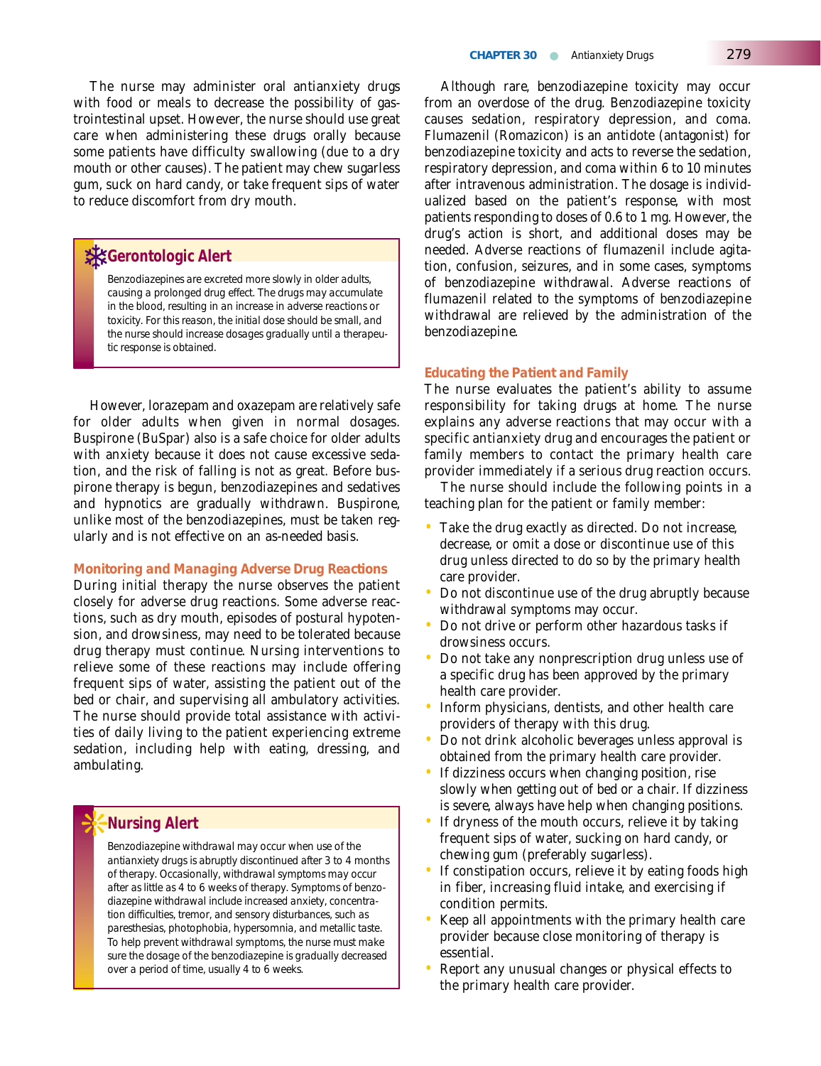The nurse may administer oral antianxiety drugs with food or meals to decrease the possibility of gastrointestinal upset. However, the nurse should use great care when administering these drugs orally because some patients have difficulty swallowing (due to a dry mouth or other causes). The patient may chew sugarless gum, suck on hard candy, or take frequent sips of water to reduce discomfort from dry mouth.

### Gerontologic Alert

Benzodiazepines are excreted more slowly in older adults, causing a prolonged drug effect. The drugs may accumulate in the blood, resulting in an increase in adverse reactions or toxicity. For this reason, the initial dose should be small, and the nurse should increase dosages gradually until a therapeutic response is obtained.

However, lorazepam and oxazepam are relatively safe for older adults when given in normal dosages. Buspirone (BuSpar) also is a safe choice for older adults with anxiety because it does not cause excessive sedation, and the risk of falling is not as great. Before buspirone therapy is begun, benzodiazepines and sedatives and hypnotics are gradually withdrawn. Buspirone, unlike most of the benzodiazepines, must be taken regularly and is not effective on an as-needed basis.

### Monitoring and Managing Adverse Drug Reactions

During initial therapy the nurse observes the patient closely for adverse drug reactions. Some adverse reactions, such as dry mouth, episodes of postural hypotension, and drowsiness, may need to be tolerated because drug therapy must continue. Nursing interventions to relieve some of these reactions may include offering frequent sips of water, assisting the patient out of the bed or chair, and supervising all ambulatory activities. The nurse should provide total assistance with activities of daily living to the patient experiencing extreme sedation, including help with eating, dressing, and ambulating.

### Nursing Alert

Benzodiazepine withdrawal may occur when use of the antianxiety drugs is abruptly discontinued after 3 to 4 months of therapy. Occasionally, withdrawal symptoms may occur after as little as 4 to 6 weeks of therapy. Symptoms of benzodiazepine withdrawal include increased anxiety, concentration difficulties, tremor, and sensory disturbances, such as paresthesias, photophobia, hypersomnia, and metallic taste. To help prevent withdrawal symptoms, the nurse must make sure the dosage of the benzodiazepine is gradually decreased over a period of time, usually 4 to 6 weeks.

Although rare, benzodiazepine toxicity may occur from an overdose of the drug. Benzodiazepine toxicity causes sedation, respiratory depression, and coma. Flumazenil (Romazicon) is an antidote (antagonist) for benzodiazepine toxicity and acts to reverse the sedation, respiratory depression, and coma within 6 to 10 minutes after intravenous administration. The dosage is individualized based on the patient's response, with most patients responding to doses of 0.6 to 1 mg. However, the drug's action is short, and additional doses may be needed. Adverse reactions of flumazenil include agitation, confusion, seizures, and in some cases, symptoms of benzodiazepine withdrawal. Adverse reactions of flumazenil related to the symptoms of benzodiazepine withdrawal are relieved by the administration of the benzodiazepine.

### Educating the Patient and Family

The nurse evaluates the patient's ability to assume responsibility for taking drugs at home. The nurse explains any adverse reactions that may occur with a specific antianxiety drug and encourages the patient or family members to contact the primary health care provider immediately if a serious drug reaction occurs.

The nurse should include the following points in a teaching plan for the patient or family member:

- Take the drug exactly as directed. Do not increase, decrease, or omit a dose or discontinue use of this drug unless directed to do so by the primary health care provider.
- Do not discontinue use of the drug abruptly because withdrawal symptoms may occur.
- Do not drive or perform other hazardous tasks if drowsiness occurs.
- Do not take any nonprescription drug unless use of a specific drug has been approved by the primary health care provider.
- Inform physicians, dentists, and other health care providers of therapy with this drug.
- Do not drink alcoholic beverages unless approval is obtained from the primary health care provider.
- If dizziness occurs when changing position, rise slowly when getting out of bed or a chair. If dizziness is severe, always have help when changing positions.
- If dryness of the mouth occurs, relieve it by taking frequent sips of water, sucking on hard candy, or chewing gum (preferably sugarless).
- If constipation occurs, relieve it by eating foods high in fiber, increasing fluid intake, and exercising if condition permits.
- Keep all appointments with the primary health care provider because close monitoring of therapy is essential.
- Report any unusual changes or physical effects to the primary health care provider.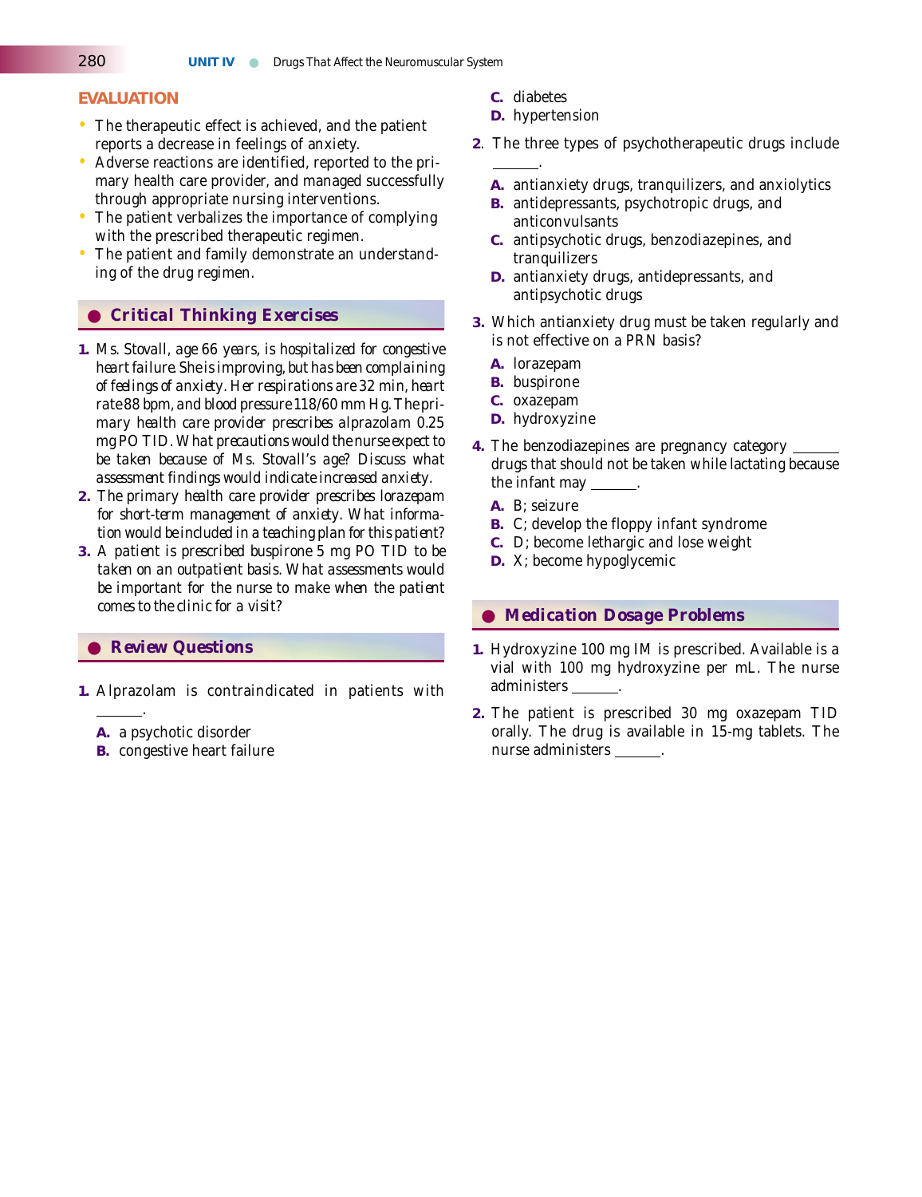## EVALUATION

- The therapeutic effect is achieved, and the patient reports a decrease in feelings of anxiety.
- Adverse reactions are identified, reported to the primary health care provider, and managed successfully through appropriate nursing interventions.
- The patient verbalizes the importance of complying with the prescribed therapeutic regimen.
- The patient and family demonstrate an understanding of the drug regimen.

## Critical Thinking Exercises

1. *Ms. Stovall, age 66 years, is hospitalized for congestive heart failure. She is improving, but has been complaining of feelings of anxiety. Her respirations are 32 min, heart rate 88 bpm, and blood pressure 118/60 mm Hg. The primary health care provider prescribes alprazolam 0.25 mg PO TID. What precautions would the nurse expect to be taken because of Ms. Stovall's age? Discuss what assessment findings would indicate increased anxiety.*
2. *The primary health care provider prescribes lorazepam for short-term management of anxiety. What information would be included in a teaching plan for this patient?*
3. *A patient is prescribed buspirone 5 mg PO TID to be taken on an outpatient basis. What assessments would be important for the nurse to make when the patient comes to the clinic for a visit?*

## Review Questions

1. Alprazolam is contraindicated in patients with ______.

   **A.** a psychotic disorder
   **B.** congestive heart failure
   **C.** diabetes
   **D.** hypertension

2. The three types of psychotherapeutic drugs include ______.

   **A.** antianxiety drugs, tranquilizers, and anxiolytics
   **B.** antidepressants, psychotropic drugs, and anticonvulsants
   **C.** antipsychotic drugs, benzodiazepines, and tranquilizers
   **D.** antianxiety drugs, antidepressants, and antipsychotic drugs

3. Which antianxiety drug must be taken regularly and is not effective on a PRN basis?

   **A.** lorazepam
   **B.** buspirone
   **C.** oxazepam
   **D.** hydroxyzine

4. The benzodiazepines are pregnancy category ______ drugs that should not be taken while lactating because the infant may ______.

   **A.** B; seizure
   **B.** C; develop the floppy infant syndrome
   **C.** D; become lethargic and lose weight
   **D.** X; become hypoglycemic

## Medication Dosage Problems

1. Hydroxyzine 100 mg IM is prescribed. Available is a vial with 100 mg hydroxyzine per mL. The nurse administers ______.
2. The patient is prescribed 30 mg oxazepam TID orally. The drug is available in 15-mg tablets. The nurse administers ______.